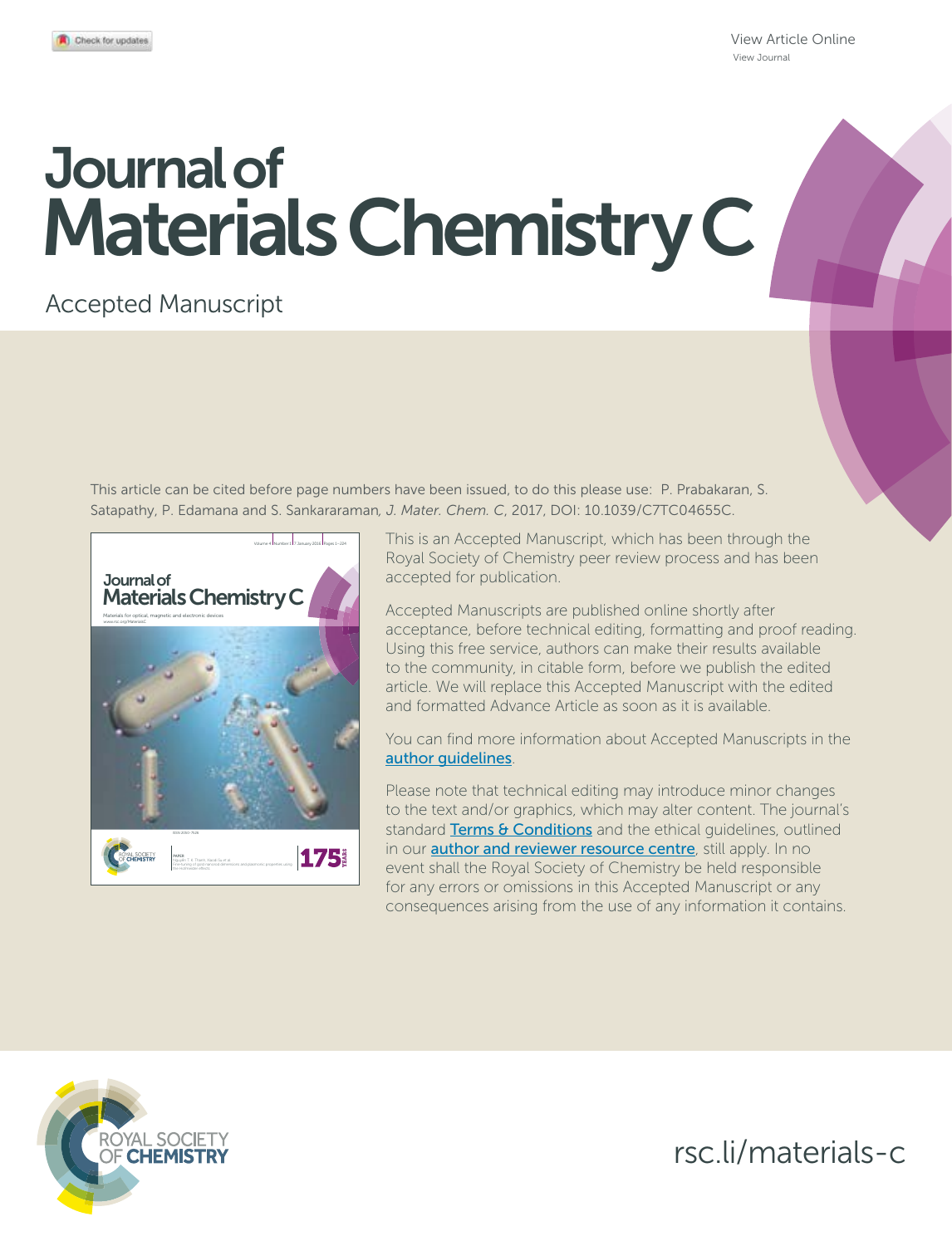View Article Online
View Journal

# Journal of Materials Chemistry C

Accepted Manuscript

This article can be cited before page numbers have been issued, to do this please use: P. Prabakaran, S. Satapathy, P. Edamana and S. Sankararaman, *J. Mater. Chem. C*, 2017, DOI: 10.1039/C7TC04655C.

This is an Accepted Manuscript, which has been through the Royal Society of Chemistry peer review process and has been accepted for publication.

Accepted Manuscripts are published online shortly after acceptance, before technical editing, formatting and proof reading. Using this free service, authors can make their results available to the community, in citable form, before we publish the edited article. We will replace this Accepted Manuscript with the edited and formatted Advance Article as soon as it is available.

You can find more information about Accepted Manuscripts in the author guidelines.

Please note that technical editing may introduce minor changes to the text and/or graphics, which may alter content. The journal's standard Terms & Conditions and the ethical guidelines, outlined in our author and reviewer resource centre, still apply. In no event shall the Royal Society of Chemistry be held responsible for any errors or omissions in this Accepted Manuscript or any consequences arising from the use of any information it contains.

ROYAL SOCIETY OF CHEMISTRY

rsc.li/materials-c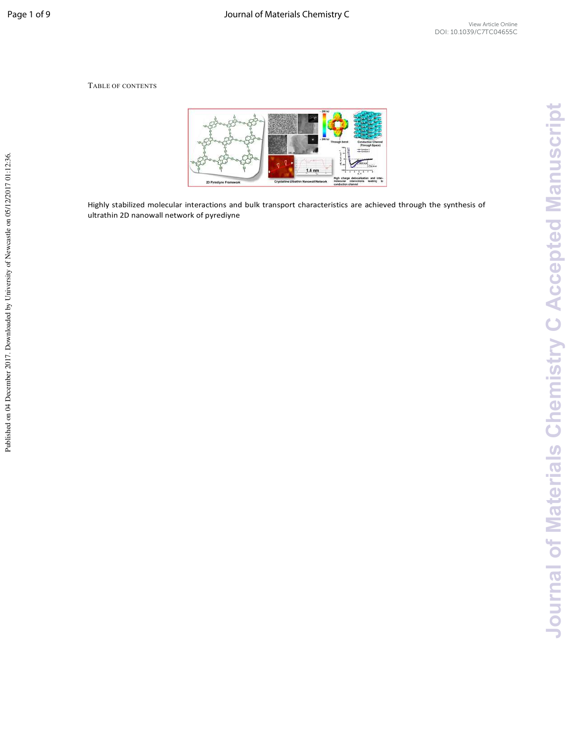TABLE OF CONTENTS

Highly stabilized molecular interactions and bulk transport characteristics are achieved through the synthesis of ultrathin 2D nanowall network of pyrediyne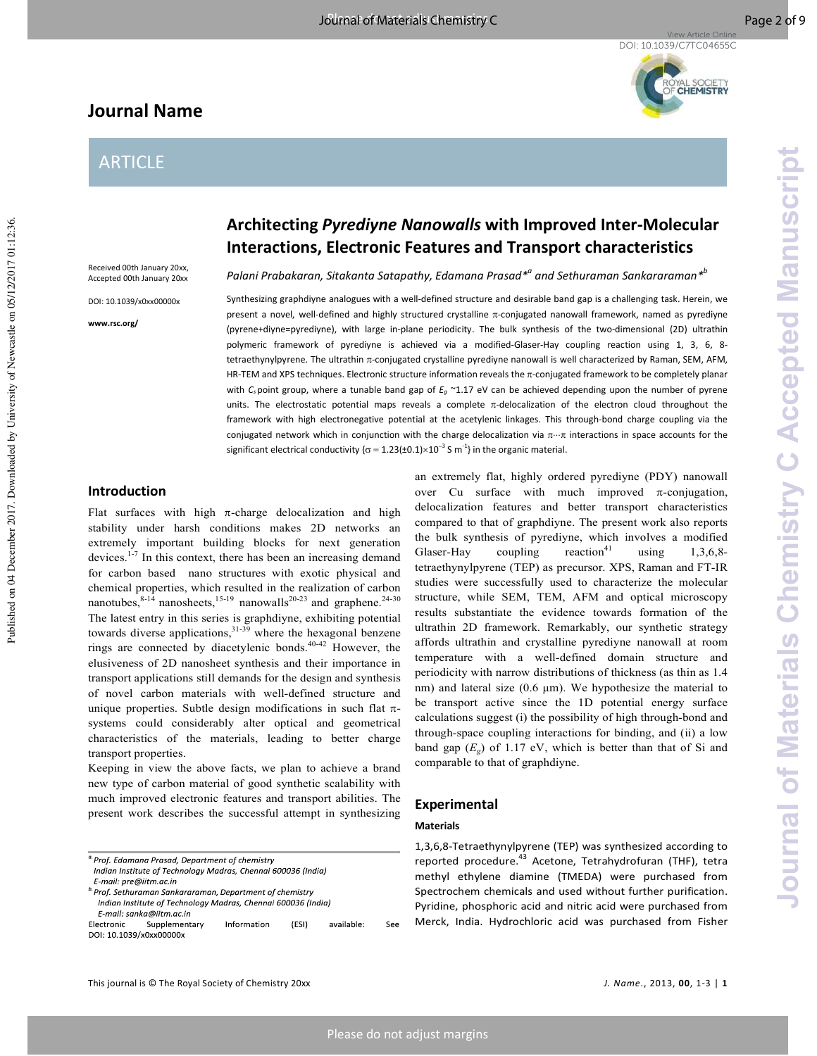## ARTICLE

# Architecting *Pyrediyne Nanowalls* with Improved Inter-Molecular Interactions, Electronic Features and Transport characteristics

Received 00th January 20xx, Accepted 00th January 20xx

DOI: 10.1039/x0xx00000x

www.rsc.org/

*Palani Prabakaran, Sitakanta Satapathy, Edamana Prasad\*[a] and Sethuraman Sankararaman\*[b]*

Synthesizing graphdiyne analogues with a well-defined structure and desirable band gap is a challenging task. Herein, we present a novel, well-defined and highly structured crystalline π-conjugated nanowall framework, named as pyrediyne (pyrene+diyne=pyrediyne), with large in-plane periodicity. The bulk synthesis of the two-dimensional (2D) ultrathin polymeric framework of pyrediyne is achieved via a modified-Glaser-Hay coupling reaction using 1, 3, 6, 8-tetraethynylpyrene. The ultrathin π-conjugated crystalline pyrediyne nanowall is well characterized by Raman, SEM, AFM, HR-TEM and XPS techniques. Electronic structure information reveals the π-conjugated framework to be completely planar with $C_s$ point group, where a tunable band gap of $E_g$ ~1.17 eV can be achieved depending upon the number of pyrene units. The electrostatic potential maps reveals a complete π-delocalization of the electron cloud throughout the framework with high electronegative potential at the acetylenic linkages. This through-bond charge coupling via the conjugated network which in conjunction with the charge delocalization via π···π interactions in space accounts for the significant electrical conductivity {$\sigma = 1.23(\pm0.1)\times10^{-3}$ S m$^{-1}$} in the organic material.

## Introduction

Flat surfaces with high π-charge delocalization and high stability under harsh conditions makes 2D networks an extremely important building blocks for next generation devices.[1-7] In this context, there has been an increasing demand for carbon based nano structures with exotic physical and chemical properties, which resulted in the realization of carbon nanotubes,[8-14] nanosheets,[15-19] nanowalls[20-23] and graphene.[24-30] The latest entry in this series is graphdiyne, exhibiting potential towards diverse applications,[31-39] where the hexagonal benzene rings are connected by diacetylenic bonds.[40-42] However, the elusiveness of 2D nanosheet synthesis and their importance in transport applications still demands for the design and synthesis of novel carbon materials with well-defined structure and unique properties. Subtle design modifications in such flat π-systems could considerably alter optical and geometrical characteristics of the materials, leading to better charge transport properties.

Keeping in view the above facts, we plan to achieve a brand new type of carbon material of good synthetic scalability with much improved electronic features and transport abilities. The present work describes the successful attempt in synthesizing an extremely flat, highly ordered pyrediyne (PDY) nanowall over Cu surface with much improved π-conjugation, delocalization features and better transport characteristics compared to that of graphdiyne. The present work also reports the bulk synthesis of pyrediyne, which involves a modified Glaser-Hay coupling reaction[41] using 1,3,6,8-tetraethynylpyrene (TEP) as precursor. XPS, Raman and FT-IR studies were successfully used to characterize the molecular structure, while SEM, TEM, AFM and optical microscopy results substantiate the evidence towards formation of the ultrathin 2D framework. Remarkably, our synthetic strategy affords ultrathin and crystalline pyrediyne nanowall at room temperature with a well-defined domain structure and periodicity with narrow distributions of thickness (as thin as 1.4 nm) and lateral size (0.6 μm). We hypothesize the material to be transport active since the 1D potential energy surface calculations suggest (i) the possibility of high through-bond and through-space coupling interactions for binding, and (ii) a low band gap ($E_g$) of 1.17 eV, which is better than that of Si and comparable to that of graphdiyne.

## Experimental

### Materials

1,3,6,8-Tetraethynylpyrene (TEP) was synthesized according to reported procedure.[43] Acetone, Tetrahydrofuran (THF), tetra methyl ethylene diamine (TMEDA) were purchased from Spectrochem chemicals and used without further purification. Pyridine, phosphoric acid and nitric acid were purchased from Merck, India. Hydrochloric acid was purchased from Fisher

---

[a] Prof. Edamana Prasad, Department of chemistry Indian Institute of Technology Madras, Chennai 600036 (India) E-mail: pre@iitm.ac.in

[b] Prof. Sethuraman Sankararaman, Department of chemistry Indian Institute of Technology Madras, Chennai 600036 (India) E-mail: sanka@iitm.ac.in

Electronic Supplementary Information (ESI) available: See DOI: 10.1039/x0xx00000x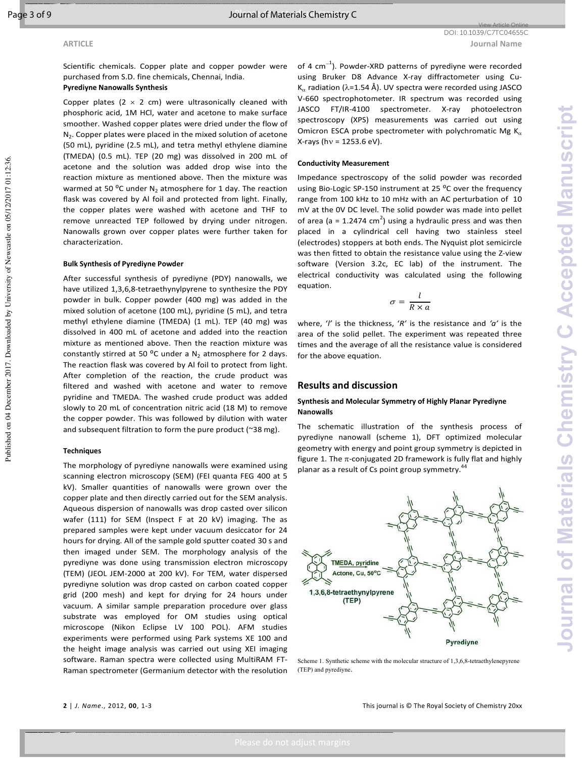Scientific chemicals. Copper plate and copper powder were purchased from S.D. fine chemicals, Chennai, India.

**Pyrediyne Nanowalls Synthesis**

Copper plates (2 × 2 cm) were ultrasonically cleaned with phosphoric acid, 1M HCl, water and acetone to make surface smoother. Washed copper plates were dried under the flow of $N_2$. Copper plates were placed in the mixed solution of acetone (50 mL), pyridine (2.5 mL), and tetra methyl ethylene diamine (TMEDA) (0.5 mL). TEP (20 mg) was dissolved in 200 mL of acetone and the solution was added drop wise into the reaction mixture as mentioned above. Then the mixture was warmed at 50 ºC under $N_2$ atmosphere for 1 day. The reaction flask was covered by Al foil and protected from light. Finally, the copper plates were washed with acetone and THF to remove unreacted TEP followed by drying under nitrogen. Nanowalls grown over copper plates were further taken for characterization.

**Bulk Synthesis of Pyrediyne Powder**

After successful synthesis of pyrediyne (PDY) nanowalls, we have utilized 1,3,6,8-tetraethynylpyrene to synthesize the PDY powder in bulk. Copper powder (400 mg) was added in the mixed solution of acetone (100 mL), pyridine (5 mL), and tetra methyl ethylene diamine (TMEDA) (1 mL). TEP (40 mg) was dissolved in 400 mL of acetone and added into the reaction mixture as mentioned above. Then the reaction mixture was constantly stirred at 50 ºC under a $N_2$ atmosphere for 2 days. The reaction flask was covered by Al foil to protect from light. After completion of the reaction, the crude product was filtered and washed with acetone and water to remove pyridine and TMEDA. The washed crude product was added slowly to 20 mL of concentration nitric acid (18 M) to remove the copper powder. This was followed by dilution with water and subsequent filtration to form the pure product (~38 mg).

**Techniques**

The morphology of pyrediyne nanowalls were examined using scanning electron microscopy (SEM) (FEI quanta FEG 400 at 5 kV). Smaller quantities of nanowalls were grown over the copper plate and then directly carried out for the SEM analysis. Aqueous dispersion of nanowalls was drop casted over silicon wafer (111) for SEM (Inspect F at 20 kV) imaging. The as prepared samples were kept under vacuum desiccator for 24 hours for drying. All of the sample gold sputter coated 30 s and then imaged under SEM. The morphology analysis of the pyrediyne was done using transmission electron microscopy (TEM) (JEOL JEM-2000 at 200 kV). For TEM, water dispersed pyrediyne solution was drop casted on carbon coated copper grid (200 mesh) and kept for drying for 24 hours under vacuum. A similar sample preparation procedure over glass substrate was employed for OM studies using optical microscope (Nikon Eclipse LV 100 POL). AFM studies experiments were performed using Park systems XE 100 and the height image analysis was carried out using XEI imaging software. Raman spectra were collected using MultiRAM FT-Raman spectrometer (Germanium detector with the resolution of 4 $cm^{-1}$). Powder-XRD patterns of pyrediyne were recorded using Bruker D8 Advance X-ray diffractometer using Cu-$K_{\alpha}$ radiation ($\lambda$=1.54 Å). UV spectra were recorded using JASCO V-660 spectrophotometer. IR spectrum was recorded using JASCO FT/IR-4100 spectrometer. X-ray photoelectron spectroscopy (XPS) measurements was carried out using Omicron ESCA probe spectrometer with polychromatic Mg $K_{\alpha}$ X-rays ($h\nu$ = 1253.6 eV).

**Conductivity Measurement**

Impedance spectroscopy of the solid powder was recorded using Bio-Logic SP-150 instrument at 25 ºC over the frequency range from 100 kHz to 10 mHz with an AC perturbation of 10 mV at the 0V DC level. The solid powder was made into pellet of area (a = 1.2474 $cm^2$) using a hydraulic press and was then placed in a cylindrical cell having two stainless steel (electrodes) stoppers at both ends. The Nyquist plot semicircle was then fitted to obtain the resistance value using the Z-view software (Version 3.2c, EC lab) of the instrument. The electrical conductivity was calculated using the following equation.

$$\sigma = \frac{l}{R \times a}$$

where, '*l*' is the thickness, '*R*' is the resistance and '*a*' is the area of the solid pellet. The experiment was repeated three times and the average of all the resistance value is considered for the above equation.

## Results and discussion

**Synthesis and Molecular Symmetry of Highly Planar Pyrediyne Nanowalls**

The schematic illustration of the synthesis process of pyrediyne nanowall (scheme 1), DFT optimized molecular geometry with energy and point group symmetry is depicted in figure 1. The π-conjugated 2D framework is fully flat and highly planar as a result of Cs point group symmetry.[44]

Scheme 1. Synthetic scheme with the molecular structure of 1,3,6,8-tetraethylenepyrene (TEP) and pyrediyne.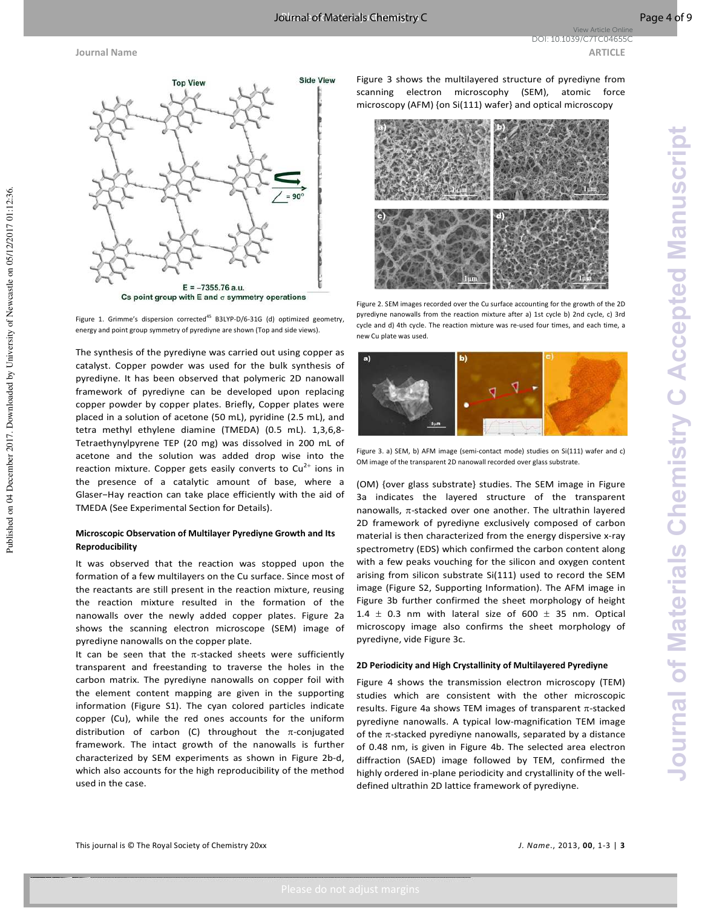Figure 1. Grimme's dispersion corrected[45] B3LYP-D/6-31G (d) optimized geometry, energy and point group symmetry of pyrediyne are shown (Top and side views).

The synthesis of the pyrediyne was carried out using copper as catalyst. Copper powder was used for the bulk synthesis of pyrediyne. It has been observed that polymeric 2D nanowall framework of pyrediyne can be developed upon replacing copper powder by copper plates. Briefly, Copper plates were placed in a solution of acetone (50 mL), pyridine (2.5 mL), and tetra methyl ethylene diamine (TMEDA) (0.5 mL). 1,3,6,8-Tetraethynylpyrene TEP (20 mg) was dissolved in 200 mL of acetone and the solution was added drop wise into the reaction mixture. Copper gets easily converts to $Cu^{2+}$ ions in the presence of a catalytic amount of base, where a Glaser–Hay reaction can take place efficiently with the aid of TMEDA (See Experimental Section for Details).

### Microscopic Observation of Multilayer Pyrediyne Growth and Its Reproducibility

It was observed that the reaction was stopped upon the formation of a few multilayers on the Cu surface. Since most of the reactants are still present in the reaction mixture, reusing the reaction mixture resulted in the formation of the nanowalls over the newly added copper plates. Figure 2a shows the scanning electron microscope (SEM) image of pyrediyne nanowalls on the copper plate.

It can be seen that the π-stacked sheets were sufficiently transparent and freestanding to traverse the holes in the carbon matrix. The pyrediyne nanowalls on copper foil with the element content mapping are given in the supporting information (Figure S1). The cyan colored particles indicate copper (Cu), while the red ones accounts for the uniform distribution of carbon (C) throughout the π-conjugated framework. The intact growth of the nanowalls is further characterized by SEM experiments as shown in Figure 2b-d, which also accounts for the high reproducibility of the method used in the case.

Figure 3 shows the multilayered structure of pyrediyne from scanning electron microscopy (SEM), atomic force microscopy (AFM) {on Si(111) wafer} and optical microscopy

Figure 2. SEM images recorded over the Cu surface accounting for the growth of the 2D pyrediyne nanowalls from the reaction mixture after a) 1st cycle b) 2nd cycle, c) 3rd cycle and d) 4th cycle. The reaction mixture was re-used four times, and each time, a new Cu plate was used.

Figure 3. a) SEM, b) AFM image (semi-contact mode) studies on Si(111) wafer and c) OM image of the transparent 2D nanowall recorded over glass substrate.

(OM) {over glass substrate} studies. The SEM image in Figure 3a indicates the layered structure of the transparent nanowalls, π-stacked over one another. The ultrathin layered 2D framework of pyrediyne exclusively composed of carbon material is then characterized from the energy dispersive x-ray spectrometry (EDS) which confirmed the carbon content along with a few peaks vouching for the silicon and oxygen content arising from silicon substrate Si(111) used to record the SEM image (Figure S2, Supporting Information). The AFM image in Figure 3b further confirmed the sheet morphology of height $1.4 \pm 0.3$ nm with lateral size of $600 \pm 35$ nm. Optical microscopy image also confirms the sheet morphology of pyrediyne, vide Figure 3c.

### 2D Periodicity and High Crystallinity of Multilayered Pyrediyne

Figure 4 shows the transmission electron microscopy (TEM) studies which are consistent with the other microscopic results. Figure 4a shows TEM images of transparent π-stacked pyrediyne nanowalls. A typical low-magnification TEM image of the π-stacked pyrediyne nanowalls, separated by a distance of 0.48 nm, is given in Figure 4b. The selected area electron diffraction (SAED) image followed by TEM, confirmed the highly ordered in-plane periodicity and crystallinity of the well-defined ultrathin 2D lattice framework of pyrediyne.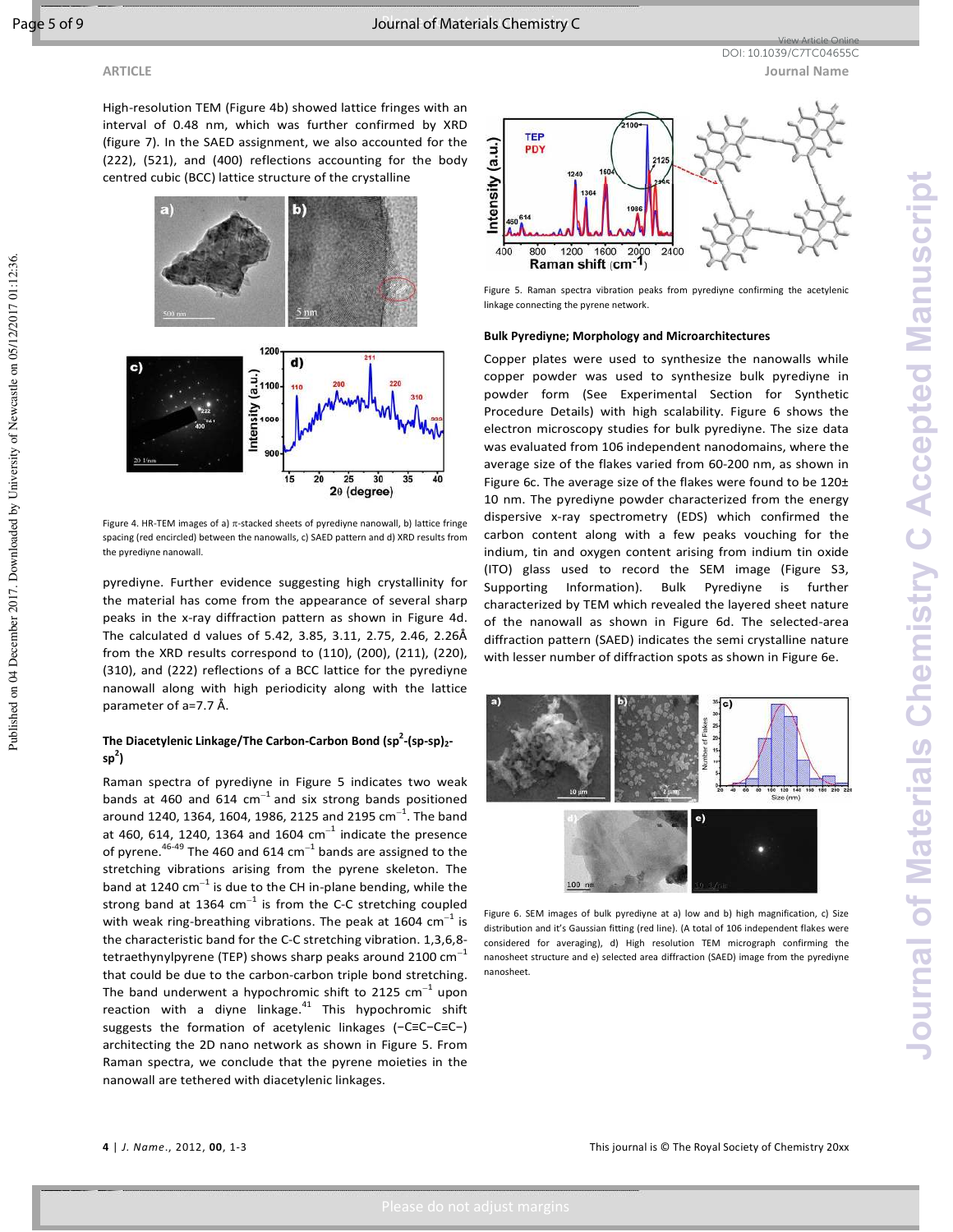High-resolution TEM (Figure 4b) showed lattice fringes with an interval of 0.48 nm, which was further confirmed by XRD (figure 7). In the SAED assignment, we also accounted for the (222), (521), and (400) reflections accounting for the body centred cubic (BCC) lattice structure of the crystalline pyrediyne. Further evidence suggesting high crystallinity for the material has come from the appearance of several sharp peaks in the x-ray diffraction pattern as shown in Figure 4d. The calculated d values of 5.42, 3.85, 3.11, 2.75, 2.46, 2.26Å from the XRD results correspond to (110), (200), (211), (220), (310), and (222) reflections of a BCC lattice for the pyrediyne nanowall along with high periodicity along with the lattice parameter of a=7.7 Å.

Figure 4. HR-TEM images of a) π-stacked sheets of pyrediyne nanowall, b) lattice fringe spacing (red encircled) between the nanowalls, c) SAED pattern and d) XRD results from the pyrediyne nanowall.

### The Diacetylenic Linkage/The Carbon-Carbon Bond ($sp^2$-(sp-sp)$_2$-$sp^2$)

Raman spectra of pyrediyne in Figure 5 indicates two weak bands at 460 and 614 $cm^{-1}$ and six strong bands positioned around 1240, 1364, 1604, 1986, 2125 and 2195 $cm^{-1}$. The band at 460, 614, 1240, 1364 and 1604 $cm^{-1}$ indicate the presence of pyrene.[46-49] The 460 and 614 $cm^{-1}$ bands are assigned to the stretching vibrations arising from the pyrene skeleton. The band at 1240 $cm^{-1}$ is due to the CH in-plane bending, while the strong band at 1364 $cm^{-1}$ is from the C-C stretching coupled with weak ring-breathing vibrations. The peak at 1604 $cm^{-1}$ is the characteristic band for the C-C stretching vibration. 1,3,6,8-tetraethynylpyrene (TEP) shows sharp peaks around 2100 $cm^{-1}$ that could be due to the carbon-carbon triple bond stretching. The band underwent a hypochromic shift to 2125 $cm^{-1}$ upon reaction with a diyne linkage.[41] This hypochromic shift suggests the formation of acetylenic linkages (−C≡C−C≡C−) architecting the 2D nano network as shown in Figure 5. From Raman spectra, we conclude that the pyrene moieties in the nanowall are tethered with diacetylenic linkages.

Figure 5. Raman spectra vibration peaks from pyrediyne confirming the acetylenic linkage connecting the pyrene network.

### Bulk Pyrediyne; Morphology and Microarchitectures

Copper plates were used to synthesize the nanowalls while copper powder was used to synthesize bulk pyrediyne in powder form (See Experimental Section for Synthetic Procedure Details) with high scalability. Figure 6 shows the electron microscopy studies for bulk pyrediyne. The size data was evaluated from 106 independent nanodomains, where the average size of the flakes varied from 60-200 nm, as shown in Figure 6c. The average size of the flakes were found to be 120± 10 nm. The pyrediyne powder characterized from the energy dispersive x-ray spectrometry (EDS) which confirmed the carbon content along with a few peaks vouching for the indium, tin and oxygen content arising from indium tin oxide (ITO) glass used to record the SEM image (Figure S3, Supporting Information). Bulk Pyrediyne is further characterized by TEM which revealed the layered sheet nature of the nanowall as shown in Figure 6d. The selected-area diffraction pattern (SAED) indicates the semi crystalline nature with lesser number of diffraction spots as shown in Figure 6e.

Figure 6. SEM images of bulk pyrediyne at a) low and b) high magnification, c) Size distribution and it's Gaussian fitting (red line). (A total of 106 independent flakes were considered for averaging), d) High resolution TEM micrograph confirming the nanosheet structure and e) selected area diffraction (SAED) image from the pyrediyne nanosheet.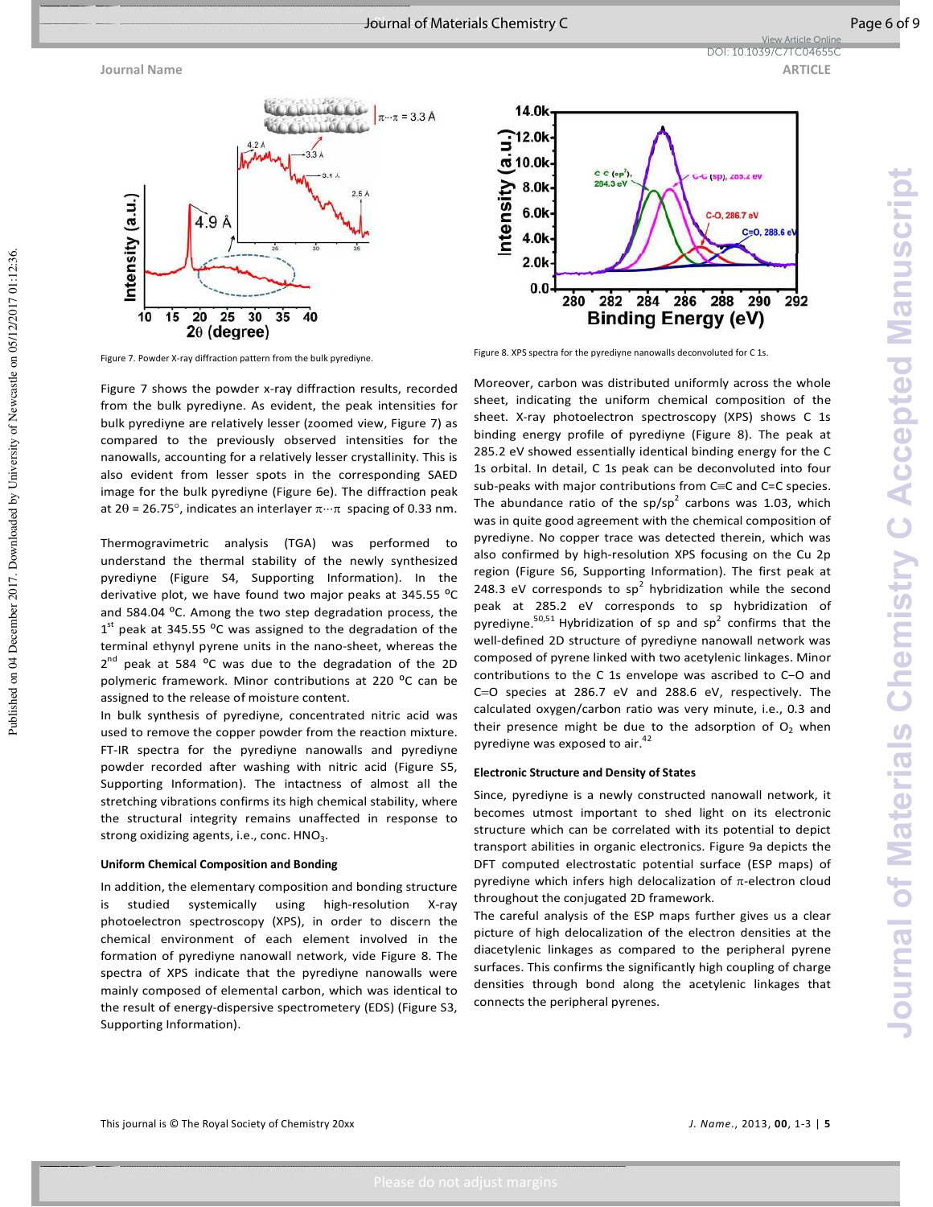Figure 7. Powder X-ray diffraction pattern from the bulk pyrediyne.

Figure 8. XPS spectra for the pyrediyne nanowalls deconvoluted for C 1s.

Figure 7 shows the powder x-ray diffraction results, recorded from the bulk pyrediyne. As evident, the peak intensities for bulk pyrediyne are relatively lesser (zoomed view, Figure 7) as compared to the previously observed intensities for the nanowalls, accounting for a relatively lesser crystallinity. This is also evident from lesser spots in the corresponding SAED image for the bulk pyrediyne (Figure 6e). The diffraction peak at 2θ = 26.75°, indicates an interlayer π···π spacing of 0.33 nm.

Thermogravimetric analysis (TGA) was performed to understand the thermal stability of the newly synthesized pyrediyne (Figure S4, Supporting Information). In the derivative plot, we have found two major peaks at 345.55 °C and 584.04 °C. Among the two step degradation process, the 1st peak at 345.55 °C was assigned to the degradation of the terminal ethynyl pyrene units in the nano-sheet, whereas the 2nd peak at 584 °C was due to the degradation of the 2D polymeric framework. Minor contributions at 220 °C can be assigned to the release of moisture content.

In bulk synthesis of pyrediyne, concentrated nitric acid was used to remove the copper powder from the reaction mixture. FT-IR spectra for the pyrediyne nanowalls and pyrediyne powder recorded after washing with nitric acid (Figure S5, Supporting Information). The intactness of almost all the stretching vibrations confirms its high chemical stability, where the structural integrity remains unaffected in response to strong oxidizing agents, i.e., conc. $HNO_3$.

#### Uniform Chemical Composition and Bonding

In addition, the elementary composition and bonding structure is studied systemically using high-resolution X-ray photoelectron spectroscopy (XPS), in order to discern the chemical environment of each element involved in the formation of pyrediyne nanowall network, vide Figure 8. The spectra of XPS indicate that the pyrediyne nanowalls were mainly composed of elemental carbon, which was identical to the result of energy-dispersive spectrometery (EDS) (Figure S3, Supporting Information). Moreover, carbon was distributed uniformly across the whole sheet, indicating the uniform chemical composition of the sheet. X-ray photoelectron spectroscopy (XPS) shows C 1s binding energy profile of pyrediyne (Figure 8). The peak at 285.2 eV showed essentially identical binding energy for the C 1s orbital. In detail, C 1s peak can be deconvoluted into four sub-peaks with major contributions from C≡C and C=C species. The abundance ratio of the sp/sp$^2$ carbons was 1.03, which was in quite good agreement with the chemical composition of pyrediyne. No copper trace was detected therein, which was also confirmed by high-resolution XPS focusing on the Cu 2p region (Figure S6, Supporting Information). The first peak at 248.3 eV corresponds to sp$^2$ hybridization while the second peak at 285.2 eV corresponds to sp hybridization of pyrediyne.[50,51] Hybridization of sp and sp$^2$ confirms that the well-defined 2D structure of pyrediyne nanowall network was composed of pyrene linked with two acetylenic linkages. Minor contributions to the C 1s envelope was ascribed to C−O and C=O species at 286.7 eV and 288.6 eV, respectively. The calculated oxygen/carbon ratio was very minute, i.e., 0.3 and their presence might be due to the adsorption of $O_2$ when pyrediyne was exposed to air.[42]

#### Electronic Structure and Density of States

Since, pyrediyne is a newly constructed nanowall network, it becomes utmost important to shed light on its electronic structure which can be correlated with its potential to depict transport abilities in organic electronics. Figure 9a depicts the DFT computed electrostatic potential surface (ESP maps) of pyrediyne which infers high delocalization of π-electron cloud throughout the conjugated 2D framework.

The careful analysis of the ESP maps further gives us a clear picture of high delocalization of the electron densities at the diacetylenic linkages as compared to the peripheral pyrene surfaces. This confirms the significantly high coupling of charge densities through bond along the acetylenic linkages that connects the peripheral pyrenes.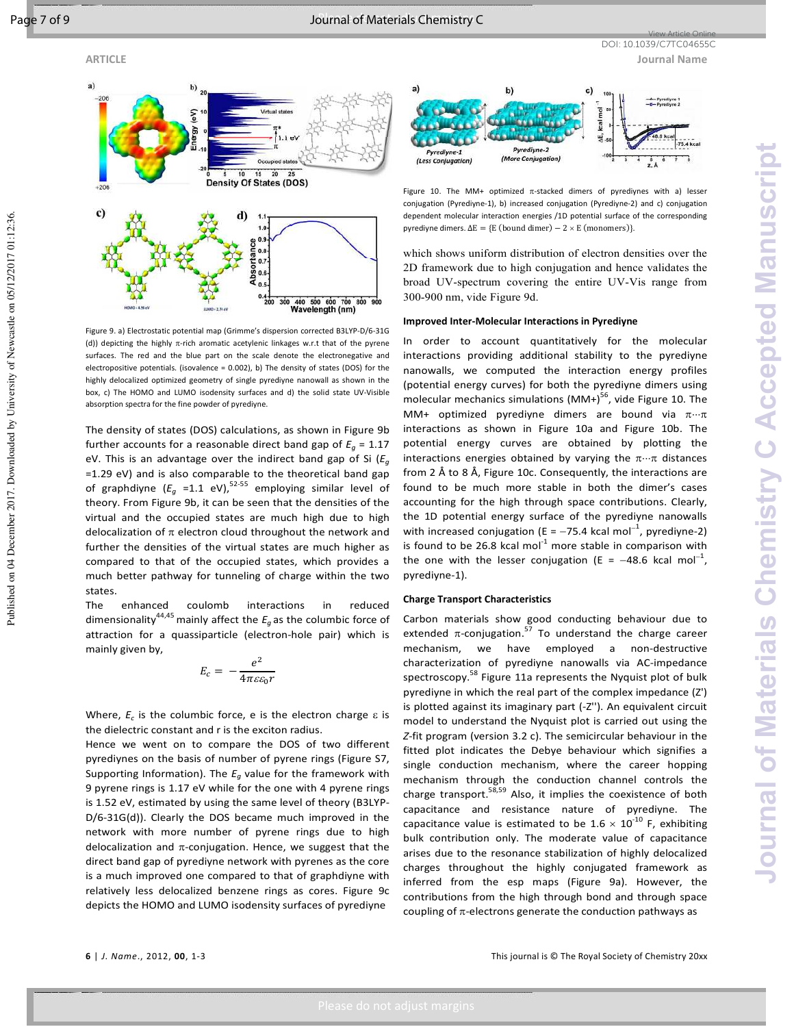Figure 9. a) Electrostatic potential map (Grimme's dispersion corrected B3LYP-D/6-31G (d)) depicting the highly π-rich aromatic acetylenic linkages w.r.t that of the pyrene surfaces. The red and the blue part on the scale denote the electronegative and electropositive potentials. (isovalence = 0.002), b) The density of states (DOS) for the highly delocalized optimized geometry of single pyredyne nanowall as shown in the box, c) The HOMO and LUMO isodensity surfaces and d) the solid state UV-Visible absorption spectra for the fine powder of pyredyne.

The density of states (DOS) calculations, as shown in Figure 9b further accounts for a reasonable direct band gap of $E_g$ = 1.17 eV. This is an advantage over the indirect band gap of Si ($E_g$ =1.29 eV) and is also comparable to the theoretical band gap of graphdiyne ($E_g$ =1.1 eV),[52-55] employing similar level of theory. From Figure 9b, it can be seen that the densities of the virtual and the occupied states are much high due to high delocalization of π electron cloud throughout the network and further the densities of the virtual states are much higher as compared to that of the occupied states, which provides a much better pathway for tunneling of charge within the two states.

The enhanced coulomb interactions in reduced dimensionality[44,45] mainly affect the $E_g$ as the columbic force of attraction for a quassiparticle (electron-hole pair) which is mainly given by,

$$E_c = -\frac{e^2}{4\pi\varepsilon\varepsilon_0 r}$$

Where, $E_c$ is the columbic force, e is the electron charge ε is the dielectric constant and r is the exciton radius.

Hence we went on to compare the DOS of two different pyredynes on the basis of number of pyrene rings (Figure S7, Supporting Information). The $E_g$ value for the framework with 9 pyrene rings is 1.17 eV while for the one with 4 pyrene rings is 1.52 eV, estimated by using the same level of theory (B3LYP-D/6-31G(d)). Clearly the DOS became much improved in the network with more number of pyrene rings due to high delocalization and π-conjugation. Hence, we suggest that the direct band gap of pyredyne network with pyrenes as the core is a much improved one compared to that of graphdiyne with relatively less delocalized benzene rings as cores. Figure 9c depicts the HOMO and LUMO isodensity surfaces of pyredyne which shows uniform distribution of electron densities over the 2D framework due to high conjugation and hence validates the broad UV-spectrum covering the entire UV-Vis range from 300-900 nm, vide Figure 9d.

Figure 10. The MM+ optimized π-stacked dimers of pyrediynes with a) lesser conjugation (Pyrediyne-1), b) increased conjugation (Pyrediyne-2) and c) conjugation dependent molecular interaction energies /1D potential surface of the corresponding pyrediyne dimers. $\Delta E = \{E\,(\text{bound dimer}) - 2 \times E\,(\text{monomers})\}$.

### Improved Inter-Molecular Interactions in Pyrediyne

In order to account quantitatively for the molecular interactions providing additional stability to the pyrediyne nanowalls, we computed the interaction energy profiles (potential energy curves) for both the pyrediyne dimers using molecular mechanics simulations (MM+)[56], vide Figure 10. The MM+ optimized pyrediyne dimers are bound via π···π interactions as shown in Figure 10a and Figure 10b. The potential energy curves are obtained by plotting the interactions energies obtained by varying the π···π distances from 2 Å to 8 Å, Figure 10c. Consequently, the interactions are found to be much more stable in both the dimer's cases accounting for the high through space contributions. Clearly, the 1D potential energy surface of the pyrediyne nanowalls with increased conjugation (E = −75.4 kcal mol$^{-1}$, pyrediyne-2) is found to be 26.8 kcal mol$^{-1}$ more stable in comparison with the one with the lesser conjugation (E = −48.6 kcal mol$^{-1}$, pyrediyne-1).

### Charge Transport Characteristics

Carbon materials show good conducting behaviour due to extended π-conjugation.[57] To understand the charge career mechanism, we have employed a non-destructive characterization of pyredyne nanowalls via AC-impedance spectroscopy.[58] Figure 11a represents the Nyquist plot of bulk pyrediyne in which the real part of the complex impedance (Z') is plotted against its imaginary part (-Z''). An equivalent circuit model to understand the Nyquist plot is carried out using the *Z*-fit program (version 3.2 c). The semicircular behaviour in the fitted plot indicates the Debye behaviour which signifies a single conduction mechanism, where the career hopping mechanism through the conduction channel controls the charge transport.[58,59] Also, it implies the coexistence of both capacitance and resistance nature of pyrediyne. The capacitance value is estimated to be $1.6 \times 10^{-10}$ F, exhibiting bulk contribution only. The moderate value of capacitance arises due to the resonance stabilization of highly delocalized charges throughout the highly conjugated framework as inferred from the esp maps (Figure 9a). However, the contributions from the high through bond and through space coupling of π-electrons generate the conduction pathways as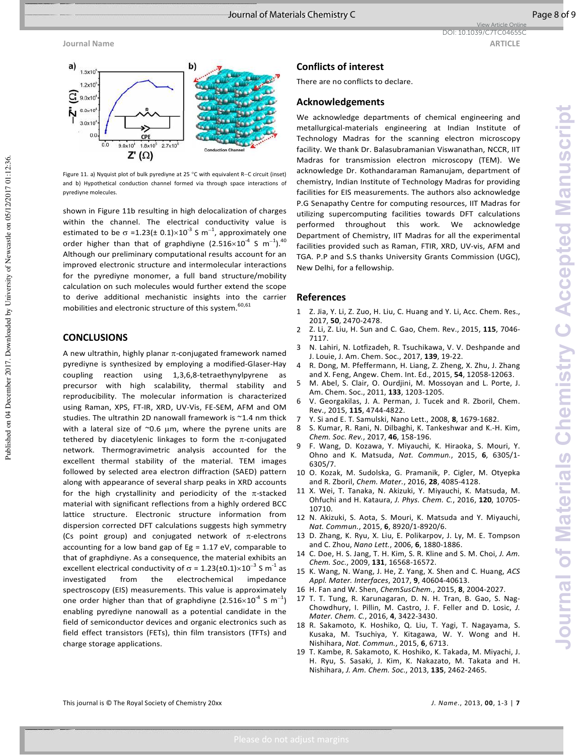Figure 11. a) Nyquist plot of bulk pyrediyne at 25 °C with equivalent R–C circuit (inset) and b) Hypothetical conduction channel formed via through space interactions of pyrediyne molecules.

shown in Figure 11b resulting in high delocalization of charges within the channel. The electrical conductivity value is estimated to be $\sigma = 1.23(\pm 0.1)\times10^{-3}$ S m$^{-1}$, approximately one order higher than that of graphdiyne ($2.516\times10^{-4}$ S m$^{-1}$).[40] Although our preliminary computational results account for an improved electronic structure and intermolecular interactions for the pyrediyne monomer, a full band structure/mobility calculation on such molecules would further extend the scope to derive additional mechanistic insights into the carrier mobilities and electronic structure of this system.[60,61]

## CONCLUSIONS

A new ultrathin, highly planar π-conjugated framework named pyrediyne is synthesized by employing a modified-Glaser-Hay coupling reaction using 1,3,6,8-tetraethynylpyrene as precursor with high scalability, thermal stability and reproducibility. The molecular information is characterized using Raman, XPS, FT-IR, XRD, UV-Vis, FE-SEM, AFM and OM studies. The ultrathin 2D nanowall framework is ~1.4 nm thick with a lateral size of ~0.6 μm, where the pyrene units are tethered by diacetylenic linkages to form the π-conjugated network. Thermogravimetric analysis accounted for the excellent thermal stability of the material. TEM images followed by selected area electron diffraction (SAED) pattern along with appearance of several sharp peaks in XRD accounts for the high crystallinity and periodicity of the π-stacked material with significant reflections from a highly ordered BCC lattice structure. Electronic structure information from dispersion corrected DFT calculations suggests high symmetry (Cs point group) and conjugated network of π-electrons accounting for a low band gap of Eg = 1.17 eV, comparable to that of graphdiyne. As a consequence, the material exhibits an excellent electrical conductivity of $\sigma = 1.23(\pm0.1)\times10^{-3}$ S m$^{-1}$ as investigated from the electrochemical impedance spectroscopy (EIS) measurements. This value is approximately one order higher than that of graphdiyne ($2.516\times10^{-4}$ S m$^{-1}$) enabling pyrediyne nanowall as a potential candidate in the field of semiconductor devices and organic electronics such as field effect transistors (FETs), thin film transistors (TFTs) and charge storage applications.

## Conflicts of interest

There are no conflicts to declare.

## Acknowledgements

We acknowledge departments of chemical engineering and metallurgical-materials engineering at Indian Institute of Technology Madras for the scanning electron microscopy facility. We thank Dr. Balasubramanian Viswanathan, NCCR, IIT Madras for transmission electron microscopy (TEM). We acknowledge Dr. Kothandaraman Ramanujam, department of chemistry, Indian Institute of Technology Madras for providing facilities for EIS measurements. The authors also acknowledge P.G Senapathy Centre for computing resources, IIT Madras for utilizing supercomputing facilities towards DFT calculations performed throughout this work. We acknowledge Department of Chemistry, IIT Madras for all the experimental facilities provided such as Raman, FTIR, XRD, UV-vis, AFM and TGA. P.P and S.S thanks University Grants Commission (UGC), New Delhi, for a fellowship.

## References

1. Z. Jia, Y. Li, Z. Zuo, H. Liu, C. Huang and Y. Li, Acc. Chem. Res., 2017, **50**, 2470-2478.
2. Z. Li, Z. Liu, H. Sun and C. Gao, Chem. Rev., 2015, **115**, 7046-7117.
3. N. Lahiri, N. Lotfizadeh, R. Tsuchikawa, V. V. Deshpande and J. Louie, J. Am. Chem. Soc., 2017, **139**, 19-22.
4. R. Dong, M. Pfeffermann, H. Liang, Z. Zheng, X. Zhu, J. Zhang and X. Feng, Angew. Chem. Int. Ed., 2015, **54**, 12058-12063.
5. M. Abel, S. Clair, O. Ourdjini, M. Mossoyan and L. Porte, J. Am. Chem. Soc., 2011, **133**, 1203-1205.
6. V. Georgakilas, J. A. Perman, J. Tucek and R. Zboril, Chem. Rev., 2015, **115**, 4744-4822.
7. Y. Si and E. T. Samulski, Nano Lett., 2008, **8**, 1679-1682.
8. S. Kumar, R. Rani, N. Dilbaghi, K. Tankeshwar and K.-H. Kim, *Chem. Soc. Rev.*, 2017, **46**, 158-196.
9. F. Wang, D. Kozawa, Y. Miyauchi, K. Hiraoka, S. Mouri, Y. Ohno and K. Matsuda, *Nat. Commun.*, 2015, **6**, 6305/1-6305/7.
10. O. Kozak, M. Sudolska, G. Pramanik, P. Cigler, M. Otyepka and R. Zboril, *Chem. Mater.*, 2016, **28**, 4085-4128.
11. X. Wei, T. Tanaka, N. Akizuki, Y. Miyauchi, K. Matsuda, M. Ohfuchi and H. Kataura, *J. Phys. Chem. C.*, 2016, **120**, 10705-10710.
12. N. Akizuki, S. Aota, S. Mouri, K. Matsuda and Y. Miyauchi, *Nat. Commun.*, 2015, **6**, 8920/1-8920/6.
13. D. Zhang, K. Ryu, X. Liu, E. Polikarpov, J. Ly, M. E. Tompson and C. Zhou, *Nano Lett.*, 2006, **6**, 1880-1886.
14. C. Doe, H. S. Jang, T. H. Kim, S. R. Kline and S. M. Choi, *J. Am. Chem. Soc.*, 2009, **131**, 16568-16572.
15. K. Wang, N. Wang, J. He, Z. Yang, X. Shen and C. Huang, *ACS Appl. Mater. Interfaces*, 2017, **9**, 40604-40613.
16. H. Fan and W. Shen, *ChemSusChem.*, 2015, **8**, 2004-2027.
17. T. T. Tung, R. Karunagaran, D. N. H. Tran, B. Gao, S. Nag-Chowdhury, I. Pillin, M. Castro, J. F. Feller and D. Losic, *J. Mater. Chem. C.*, 2016, **4**, 3422-3430.
18. R. Sakamoto, K. Hoshiko, Q. Liu, T. Yagi, T. Nagayama, S. Kusaka, M. Tsuchiya, Y. Kitagawa, W. Y. Wong and H. Nishihara, *Nat. Commun.*, 2015, **6**, 6713.
19. T. Kambe, R. Sakamoto, K. Hoshiko, K. Takada, M. Miyachi, J. H. Ryu, S. Sasaki, J. Kim, K. Nakazato, M. Takata and H. Nishihara, *J. Am. Chem. Soc.*, 2013, **135**, 2462-2465.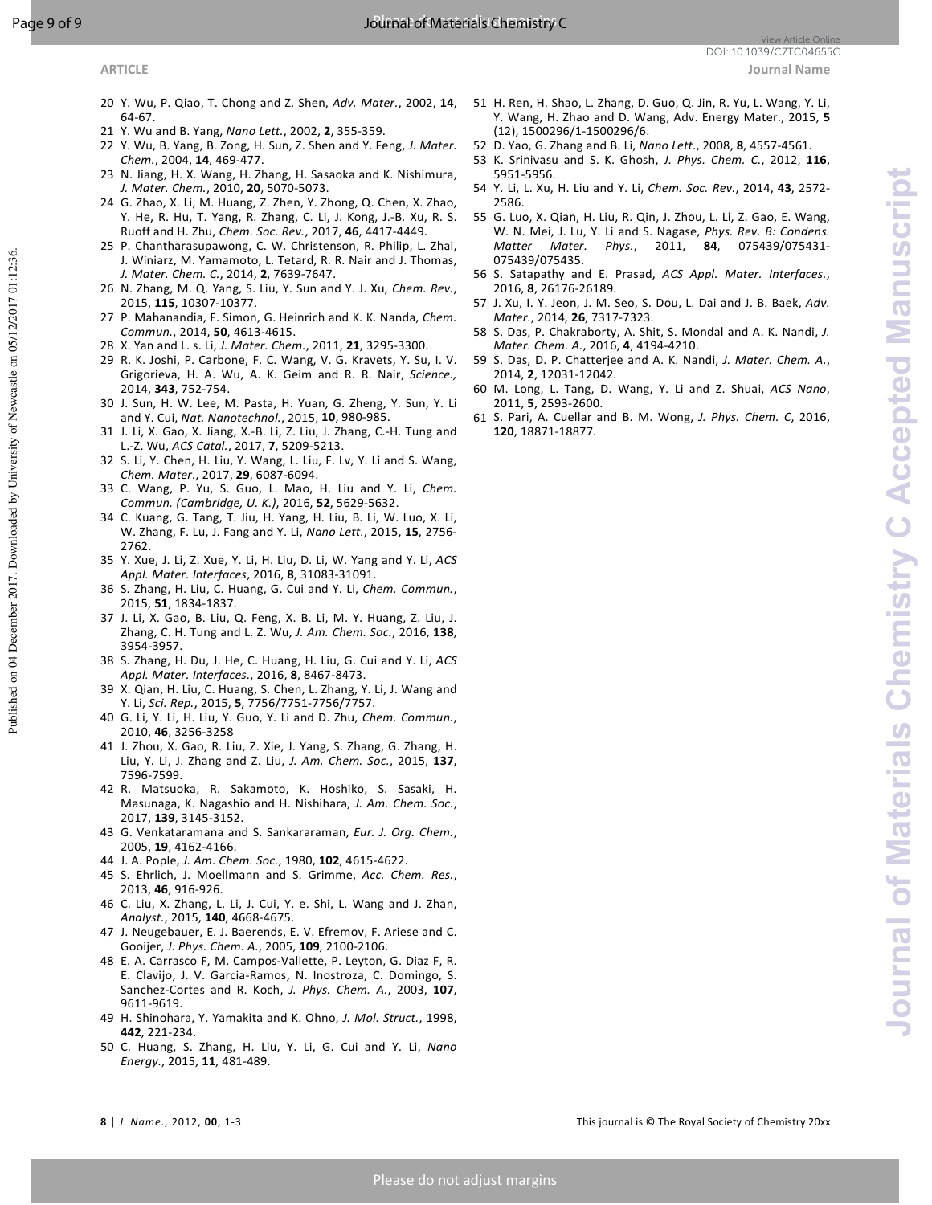20 Y. Wu, P. Qiao, T. Chong and Z. Shen, *Adv. Mater.*, 2002, **14**, 64-67.
21 Y. Wu and B. Yang, *Nano Lett.*, 2002, **2**, 355-359.
22 Y. Wu, B. Yang, B. Zong, H. Sun, Z. Shen and Y. Feng, *J. Mater. Chem.*, 2004, **14**, 469-477.
23 N. Jiang, H. X. Wang, H. Zhang, H. Sasaoka and K. Nishimura, *J. Mater. Chem.*, 2010, **20**, 5070-5073.
24 G. Zhao, X. Li, M. Huang, Z. Zhen, Y. Zhong, Q. Chen, X. Zhao, Y. He, R. Hu, T. Yang, R. Zhang, C. Li, J. Kong, J.-B. Xu, R. S. Ruoff and H. Zhu, *Chem. Soc. Rev.*, 2017, **46**, 4417-4449.
25 P. Chantharasupawong, C. W. Christenson, R. Philip, L. Zhai, J. Winiarz, M. Yamamoto, L. Tetard, R. R. Nair and J. Thomas, *J. Mater. Chem. C.*, 2014, **2**, 7639-7647.
26 N. Zhang, M. Q. Yang, S. Liu, Y. Sun and Y. J. Xu, *Chem. Rev.*, 2015, **115**, 10307-10377.
27 P. Mahanandia, F. Simon, G. Heinrich and K. K. Nanda, *Chem. Commun.*, 2014, **50**, 4613-4615.
28 X. Yan and L. s. Li, *J. Mater. Chem.*, 2011, **21**, 3295-3300.
29 R. K. Joshi, P. Carbone, F. C. Wang, V. G. Kravets, Y. Su, I. V. Grigorieva, H. A. Wu, A. K. Geim and R. R. Nair, *Science.*, 2014, **343**, 752-754.
30 J. Sun, H. W. Lee, M. Pasta, H. Yuan, G. Zheng, Y. Sun, Y. Li and Y. Cui, *Nat. Nanotechnol.*, 2015, **10**, 980-985.
31 J. Li, X. Gao, X. Jiang, X.-B. Li, Z. Liu, J. Zhang, C.-H. Tung and L.-Z. Wu, *ACS Catal.*, 2017, **7**, 5209-5213.
32 S. Li, Y. Chen, H. Liu, Y. Wang, L. Liu, F. Lv, Y. Li and S. Wang, *Chem. Mater.*, 2017, **29**, 6087-6094.
33 C. Wang, P. Yu, S. Guo, L. Mao, H. Liu and Y. Li, *Chem. Commun. (Cambridge, U. K.)*, 2016, **52**, 5629-5632.
34 C. Kuang, G. Tang, T. Jiu, H. Yang, H. Liu, B. Li, W. Luo, X. Li, W. Zhang, F. Lu, J. Fang and Y. Li, *Nano Lett.*, 2015, **15**, 2756-2762.
35 Y. Xue, J. Li, Z. Xue, Y. Li, H. Liu, D. Li, W. Yang and Y. Li, *ACS Appl. Mater. Interfaces*, 2016, **8**, 31083-31091.
36 S. Zhang, H. Liu, C. Huang, G. Cui and Y. Li, *Chem. Commun.*, 2015, **51**, 1834-1837.
37 J. Li, X. Gao, B. Liu, Q. Feng, X. B. Li, M. Y. Huang, Z. Liu, J. Zhang, C. H. Tung and L. Z. Wu, *J. Am. Chem. Soc.*, 2016, **138**, 3954-3957.
38 S. Zhang, H. Du, J. He, C. Huang, H. Liu, G. Cui and Y. Li, *ACS Appl. Mater. Interfaces.*, 2016, **8**, 8467-8473.
39 X. Qian, H. Liu, C. Huang, S. Chen, L. Zhang, Y. Li, J. Wang and Y. Li, *Sci. Rep.*, 2015, **5**, 7756/7751-7756/7757.
40 G. Li, Y. Li, H. Liu, Y. Guo, Y. Li and D. Zhu, *Chem. Commun.*, 2010, **46**, 3256-3258
41 J. Zhou, X. Gao, R. Liu, Z. Xie, J. Yang, S. Zhang, G. Zhang, H. Liu, Y. Li, J. Zhang and Z. Liu, *J. Am. Chem. Soc.*, 2015, **137**, 7596-7599.
42 R. Matsuoka, R. Sakamoto, K. Hoshiko, S. Sasaki, H. Masunaga, K. Nagashio and H. Nishihara, *J. Am. Chem. Soc.*, 2017, **139**, 3145-3152.
43 G. Venkataramana and S. Sankararaman, *Eur. J. Org. Chem.*, 2005, **19**, 4162-4166.
44 J. A. Pople, *J. Am. Chem. Soc.*, 1980, **102**, 4615-4622.
45 S. Ehrlich, J. Moellmann and S. Grimme, *Acc. Chem. Res.*, 2013, **46**, 916-926.
46 C. Liu, X. Zhang, L. Li, J. Cui, Y. e. Shi, L. Wang and J. Zhan, *Analyst.*, 2015, **140**, 4668-4675.
47 J. Neugebauer, E. J. Baerends, E. V. Efremov, F. Ariese and C. Gooijer, *J. Phys. Chem. A.*, 2005, **109**, 2100-2106.
48 E. A. Carrasco F, M. Campos-Vallette, P. Leyton, G. Diaz F, R. E. Clavijo, J. V. Garcia-Ramos, N. Inostroza, C. Domingo, S. Sanchez-Cortes and R. Koch, *J. Phys. Chem. A.*, 2003, **107**, 9611-9619.
49 H. Shinohara, Y. Yamakita and K. Ohno, *J. Mol. Struct.*, 1998, **442**, 221-234.
50 C. Huang, S. Zhang, H. Liu, Y. Li, G. Cui and Y. Li, *Nano Energy.*, 2015, **11**, 481-489.
51 H. Ren, H. Shao, L. Zhang, D. Guo, Q. Jin, R. Yu, L. Wang, Y. Li, Y. Wang, H. Zhao and D. Wang, Adv. Energy Mater., 2015, **5** (12), 1500296/1-1500296/6.
52 D. Yao, G. Zhang and B. Li, *Nano Lett.*, 2008, **8**, 4557-4561.
53 K. Srinivasu and S. K. Ghosh, *J. Phys. Chem. C.*, 2012, **116**, 5951-5956.
54 Y. Li, L. Xu, H. Liu and Y. Li, *Chem. Soc. Rev.*, 2014, **43**, 2572-2586.
55 G. Luo, X. Qian, H. Liu, R. Qin, J. Zhou, L. Li, Z. Gao, E. Wang, W. N. Mei, J. Lu, Y. Li and S. Nagase, *Phys. Rev. B: Condens. Matter Mater. Phys.*, 2011, **84**, 075439/075431-075439/075435.
56 S. Satapathy and E. Prasad, *ACS Appl. Mater. Interfaces.*, 2016, **8**, 26176-26189.
57 J. Xu, I. Y. Jeon, J. M. Seo, S. Dou, L. Dai and J. B. Baek, *Adv. Mater.*, 2014, **26**, 7317-7323.
58 S. Das, P. Chakraborty, A. Shit, S. Mondal and A. K. Nandi, *J. Mater. Chem. A.*, 2016, **4**, 4194-4210.
59 S. Das, D. P. Chatterjee and A. K. Nandi, *J. Mater. Chem. A.*, 2014, **2**, 12031-12042.
60 M. Long, L. Tang, D. Wang, Y. Li and Z. Shuai, *ACS Nano*, 2011, **5**, 2593-2600.
61 S. Pari, A. Cuellar and B. M. Wong, *J. Phys. Chem. C*, 2016, **120**, 18871-18877.